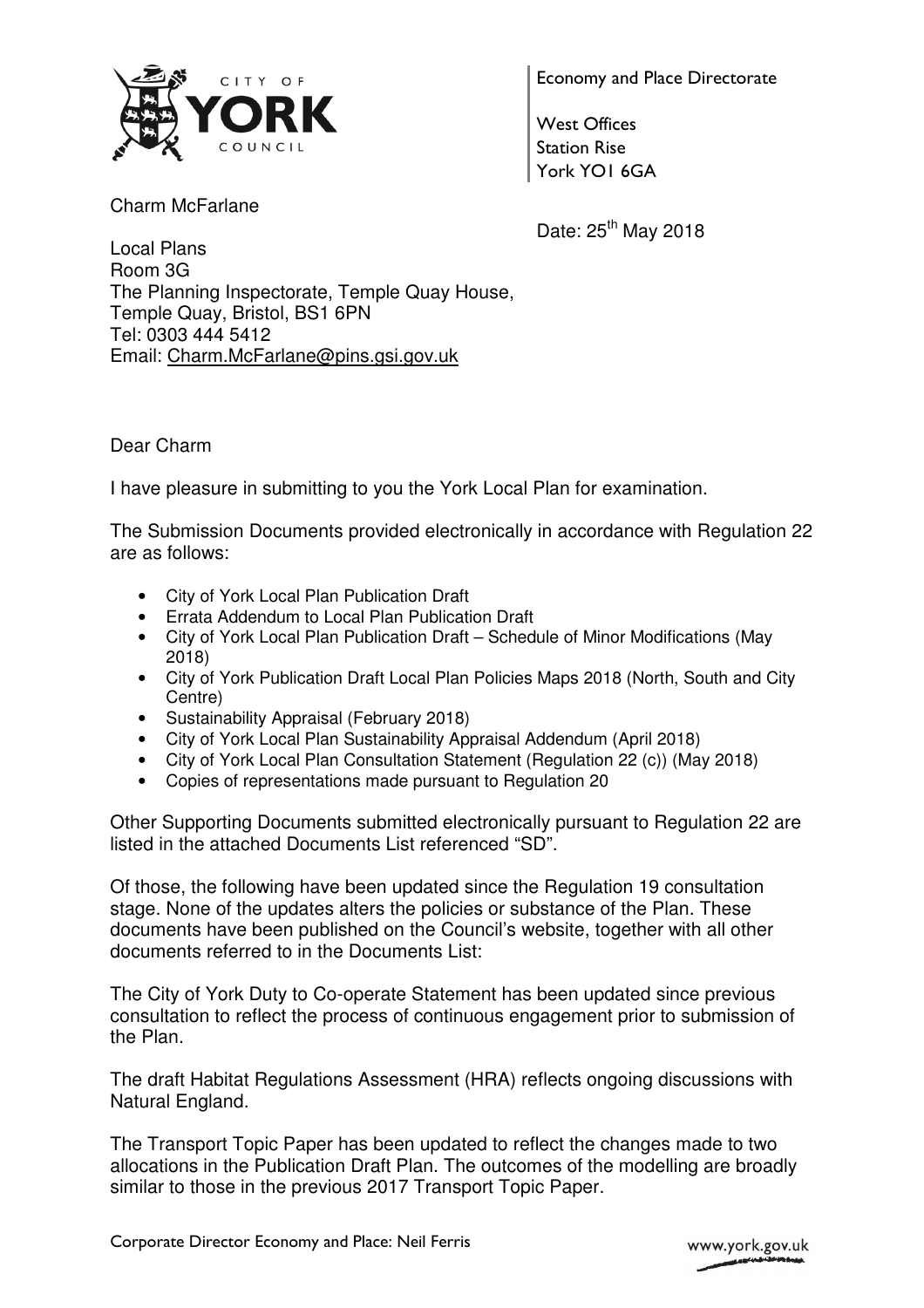Economy and Place Directorate

West Offices
Station Rise
York YO1 6GA

Charm McFarlane

Date: 25th May 2018

Local Plans
Room 3G
The Planning Inspectorate, Temple Quay House,
Temple Quay, Bristol, BS1 6PN
Tel: 0303 444 5412
Email: Charm.McFarlane@pins.gsi.gov.uk

Dear Charm

I have pleasure in submitting to you the York Local Plan for examination.

The Submission Documents provided electronically in accordance with Regulation 22 are as follows:

- City of York Local Plan Publication Draft
- Errata Addendum to Local Plan Publication Draft
- City of York Local Plan Publication Draft – Schedule of Minor Modifications (May 2018)
- City of York Publication Draft Local Plan Policies Maps 2018 (North, South and City Centre)
- Sustainability Appraisal (February 2018)
- City of York Local Plan Sustainability Appraisal Addendum (April 2018)
- City of York Local Plan Consultation Statement (Regulation 22 (c)) (May 2018)
- Copies of representations made pursuant to Regulation 20

Other Supporting Documents submitted electronically pursuant to Regulation 22 are listed in the attached Documents List referenced "SD".

Of those, the following have been updated since the Regulation 19 consultation stage. None of the updates alters the policies or substance of the Plan. These documents have been published on the Council's website, together with all other documents referred to in the Documents List:

The City of York Duty to Co-operate Statement has been updated since previous consultation to reflect the process of continuous engagement prior to submission of the Plan.

The draft Habitat Regulations Assessment (HRA) reflects ongoing discussions with Natural England.

The Transport Topic Paper has been updated to reflect the changes made to two allocations in the Publication Draft Plan. The outcomes of the modelling are broadly similar to those in the previous 2017 Transport Topic Paper.

Corporate Director Economy and Place: Neil Ferris

www.york.gov.uk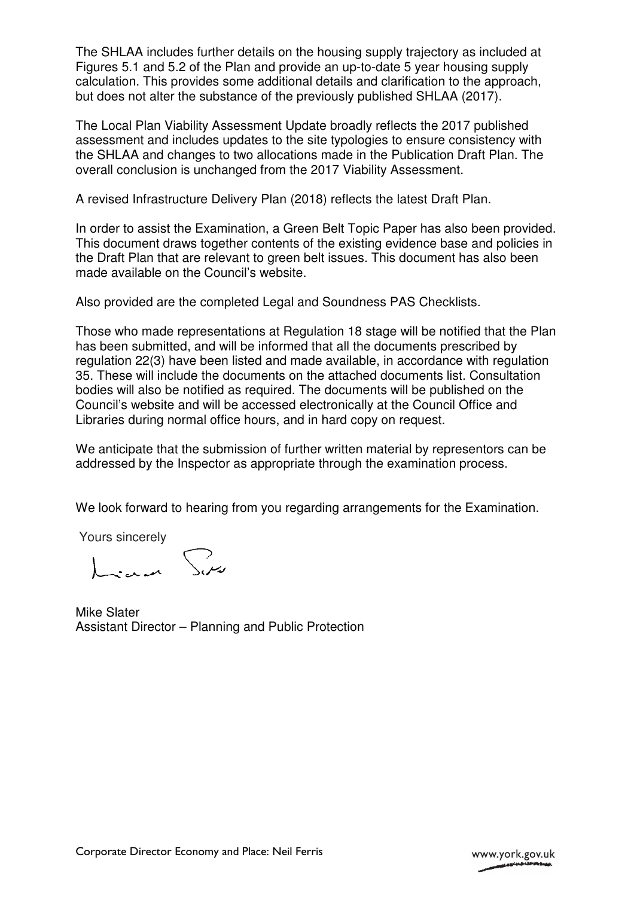The SHLAA includes further details on the housing supply trajectory as included at Figures 5.1 and 5.2 of the Plan and provide an up-to-date 5 year housing supply calculation. This provides some additional details and clarification to the approach, but does not alter the substance of the previously published SHLAA (2017).

The Local Plan Viability Assessment Update broadly reflects the 2017 published assessment and includes updates to the site typologies to ensure consistency with the SHLAA and changes to two allocations made in the Publication Draft Plan. The overall conclusion is unchanged from the 2017 Viability Assessment.

A revised Infrastructure Delivery Plan (2018) reflects the latest Draft Plan.

In order to assist the Examination, a Green Belt Topic Paper has also been provided. This document draws together contents of the existing evidence base and policies in the Draft Plan that are relevant to green belt issues. This document has also been made available on the Council's website.

Also provided are the completed Legal and Soundness PAS Checklists.

Those who made representations at Regulation 18 stage will be notified that the Plan has been submitted, and will be informed that all the documents prescribed by regulation 22(3) have been listed and made available, in accordance with regulation 35. These will include the documents on the attached documents list. Consultation bodies will also be notified as required. The documents will be published on the Council's website and will be accessed electronically at the Council Office and Libraries during normal office hours, and in hard copy on request.

We anticipate that the submission of further written material by representors can be addressed by the Inspector as appropriate through the examination process.

We look forward to hearing from you regarding arrangements for the Examination.

Yours sincerely

Mike Slater
Assistant Director – Planning and Public Protection

Corporate Director Economy and Place: Neil Ferris

www.york.gov.uk